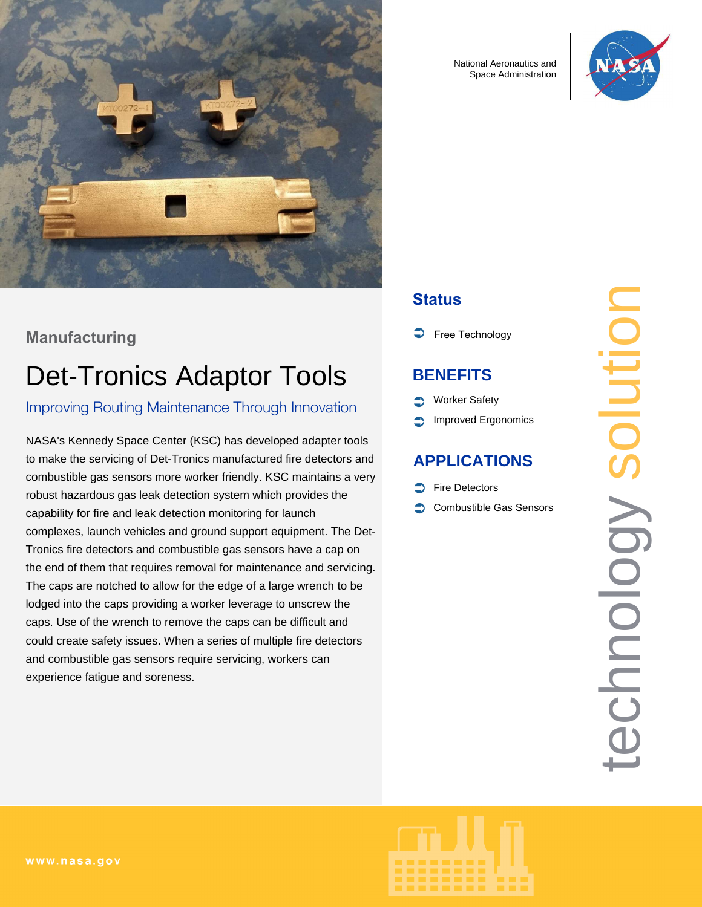National Aeronautics and Space Administration

Manufacturing

# Det-Tronics Adaptor Tools

## Improving Routing Maintenance Through Innovation

NASA's Kennedy Space Center (KSC) has developed adapter tools to make the servicing of Det-Tronics manufactured fire detectors and combustible gas sensors more worker friendly. KSC maintains a very robust hazardous gas leak detection system which provides the capability for fire and leak detection monitoring for launch complexes, launch vehicles and ground support equipment. The Det-Tronics fire detectors and combustible gas sensors have a cap on the end of them that requires removal for maintenance and servicing. The caps are notched to allow for the edge of a large wrench to be lodged into the caps providing a worker leverage to unscrew the caps. Use of the wrench to remove the caps can be difficult and could create safety issues. When a series of multiple fire detectors and combustible gas sensors require servicing, workers can experience fatigue and soreness.

## Status

- Free Technology

## BENEFITS

- Worker Safety
- Improved Ergonomics

## APPLICATIONS

- Fire Detectors
- Combustible Gas Sensors

technology solution

www.nasa.gov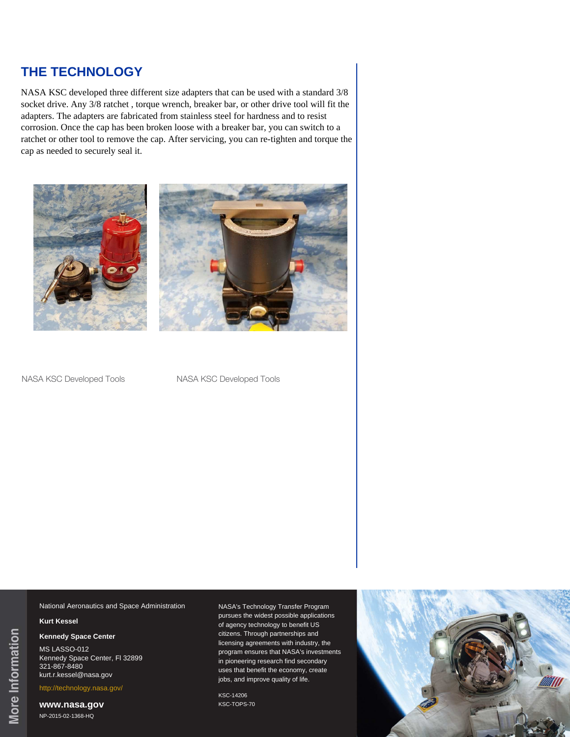## THE TECHNOLOGY

NASA KSC developed three different size adapters that can be used with a standard 3/8 socket drive. Any 3/8 ratchet , torque wrench, breaker bar, or other drive tool will fit the adapters. The adapters are fabricated from stainless steel for hardness and to resist corrosion. Once the cap has been broken loose with a breaker bar, you can switch to a ratchet or other tool to remove the cap. After servicing, you can re-tighten and torque the cap as needed to securely seal it.

NASA KSC Developed Tools

NASA KSC Developed Tools

## More Information

National Aeronautics and Space Administration

**Kurt Kessel**

**Kennedy Space Center**

MS LASSO-012
Kennedy Space Center, Fl 32899
321-867-8480
kurt.r.kessel@nasa.gov

http://technology.nasa.gov/

**www.nasa.gov**

NP-2015-02-1368-HQ

NASA's Technology Transfer Program pursues the widest possible applications of agency technology to benefit US citizens. Through partnerships and licensing agreements with industry, the program ensures that NASA's investments in pioneering research find secondary uses that benefit the economy, create jobs, and improve quality of life.

KSC-14206
KSC-TOPS-70